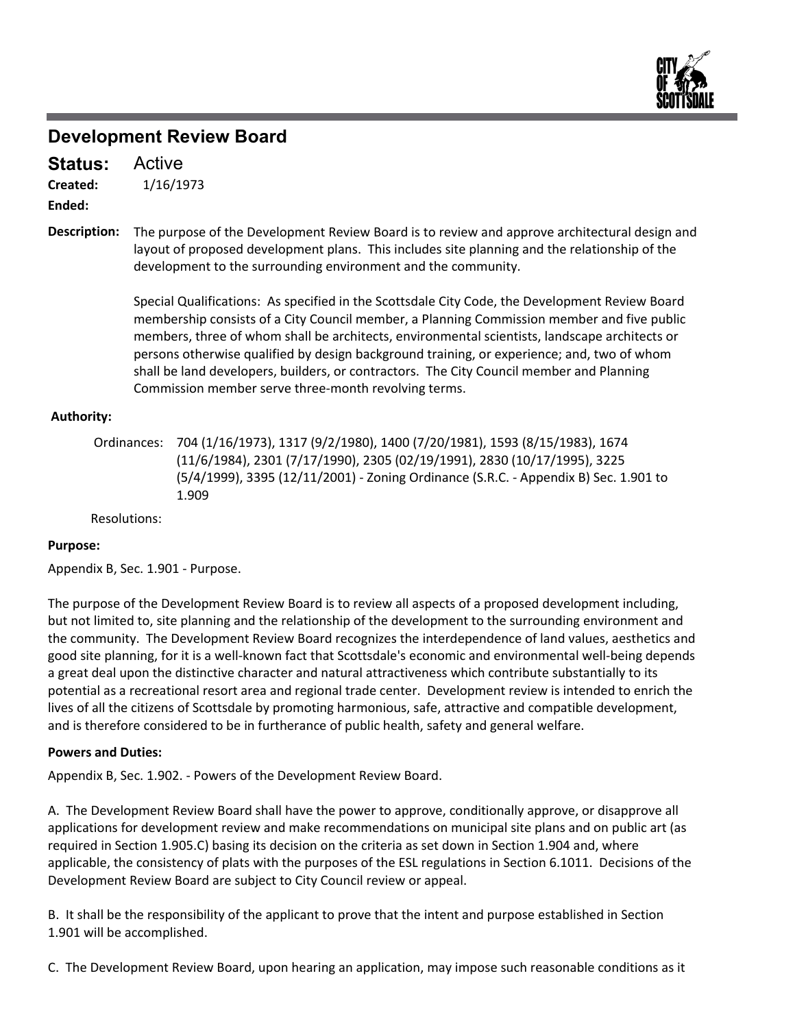# Development Review Board

**Status:** Active

**Created:** 1/16/1973

**Ended:**

**Description:** The purpose of the Development Review Board is to review and approve architectural design and layout of proposed development plans. This includes site planning and the relationship of the development to the surrounding environment and the community.

Special Qualifications: As specified in the Scottsdale City Code, the Development Review Board membership consists of a City Council member, a Planning Commission member and five public members, three of whom shall be architects, environmental scientists, landscape architects or persons otherwise qualified by design background training, or experience; and, two of whom shall be land developers, builders, or contractors. The City Council member and Planning Commission member serve three-month revolving terms.

**Authority:**

Ordinances: 704 (1/16/1973), 1317 (9/2/1980), 1400 (7/20/1981), 1593 (8/15/1983), 1674 (11/6/1984), 2301 (7/17/1990), 2305 (02/19/1991), 2830 (10/17/1995), 3225 (5/4/1999), 3395 (12/11/2001) - Zoning Ordinance (S.R.C. - Appendix B) Sec. 1.901 to 1.909

Resolutions:

**Purpose:**

Appendix B, Sec. 1.901 - Purpose.

The purpose of the Development Review Board is to review all aspects of a proposed development including, but not limited to, site planning and the relationship of the development to the surrounding environment and the community. The Development Review Board recognizes the interdependence of land values, aesthetics and good site planning, for it is a well-known fact that Scottsdale's economic and environmental well-being depends a great deal upon the distinctive character and natural attractiveness which contribute substantially to its potential as a recreational resort area and regional trade center. Development review is intended to enrich the lives of all the citizens of Scottsdale by promoting harmonious, safe, attractive and compatible development, and is therefore considered to be in furtherance of public health, safety and general welfare.

**Powers and Duties:**

Appendix B, Sec. 1.902. - Powers of the Development Review Board.

A. The Development Review Board shall have the power to approve, conditionally approve, or disapprove all applications for development review and make recommendations on municipal site plans and on public art (as required in Section 1.905.C) basing its decision on the criteria as set down in Section 1.904 and, where applicable, the consistency of plats with the purposes of the ESL regulations in Section 6.1011. Decisions of the Development Review Board are subject to City Council review or appeal.

B. It shall be the responsibility of the applicant to prove that the intent and purpose established in Section 1.901 will be accomplished.

C. The Development Review Board, upon hearing an application, may impose such reasonable conditions as it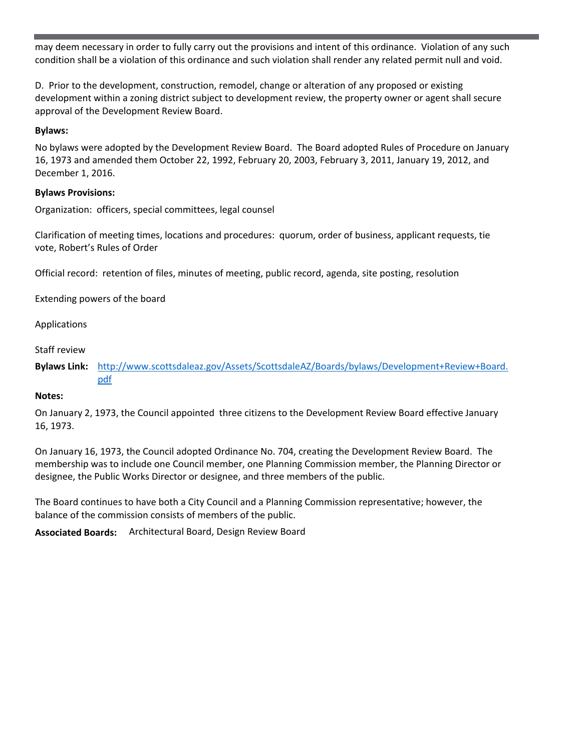may deem necessary in order to fully carry out the provisions and intent of this ordinance. Violation of any such condition shall be a violation of this ordinance and such violation shall render any related permit null and void.

D. Prior to the development, construction, remodel, change or alteration of any proposed or existing development within a zoning district subject to development review, the property owner or agent shall secure approval of the Development Review Board.

**Bylaws:**

No bylaws were adopted by the Development Review Board. The Board adopted Rules of Procedure on January 16, 1973 and amended them October 22, 1992, February 20, 2003, February 3, 2011, January 19, 2012, and December 1, 2016.

**Bylaws Provisions:**

Organization: officers, special committees, legal counsel

Clarification of meeting times, locations and procedures: quorum, order of business, applicant requests, tie vote, Robert's Rules of Order

Official record: retention of files, minutes of meeting, public record, agenda, site posting, resolution

Extending powers of the board

Applications

Staff review

**Bylaws Link:** http://www.scottsdaleaz.gov/Assets/ScottsdaleAZ/Boards/bylaws/Development+Review+Board.pdf

**Notes:**

On January 2, 1973, the Council appointed three citizens to the Development Review Board effective January 16, 1973.

On January 16, 1973, the Council adopted Ordinance No. 704, creating the Development Review Board. The membership was to include one Council member, one Planning Commission member, the Planning Director or designee, the Public Works Director or designee, and three members of the public.

The Board continues to have both a City Council and a Planning Commission representative; however, the balance of the commission consists of members of the public.

**Associated Boards:** Architectural Board, Design Review Board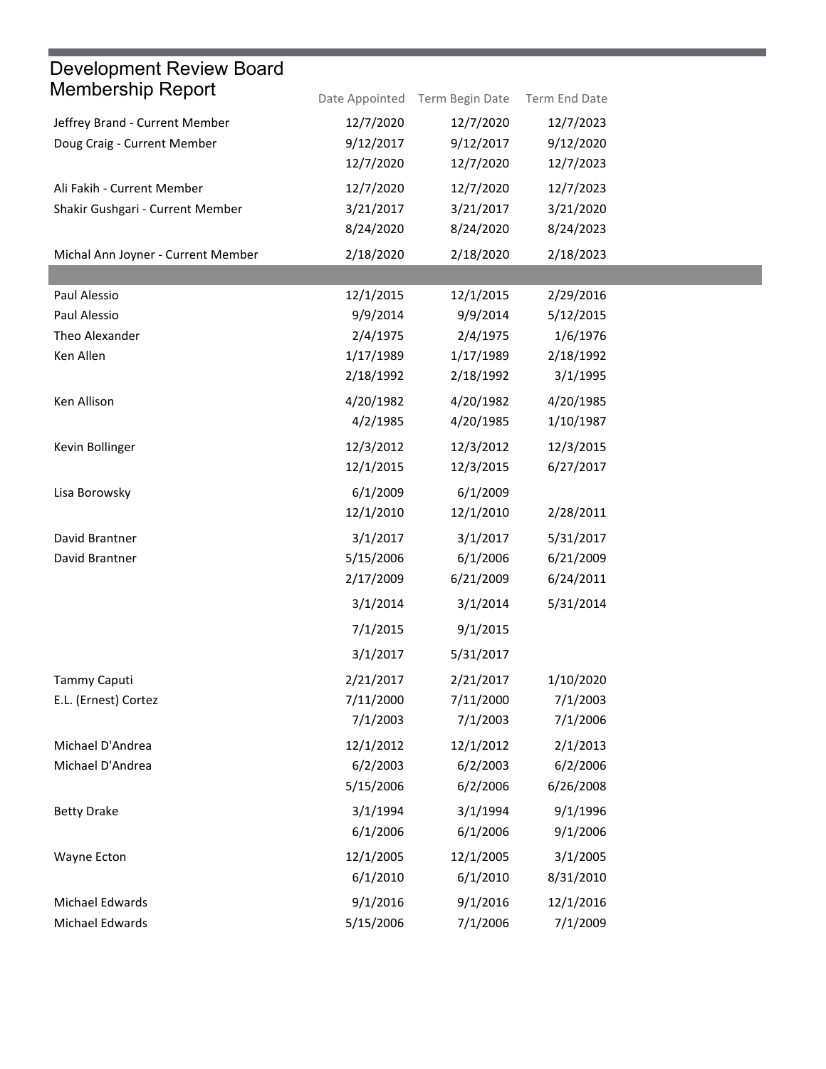# Development Review Board Membership Report

| | Date Appointed | Term Begin Date | Term End Date |
|---|---|---|---|
| Jeffrey Brand - Current Member | 12/7/2020 | 12/7/2020 | 12/7/2023 |
| Doug Craig - Current Member | 9/12/2017 | 9/12/2017 | 9/12/2020 |
| | 12/7/2020 | 12/7/2020 | 12/7/2023 |
| Ali Fakih - Current Member | 12/7/2020 | 12/7/2020 | 12/7/2023 |
| Shakir Gushgari - Current Member | 3/21/2017 | 3/21/2017 | 3/21/2020 |
| | 8/24/2020 | 8/24/2020 | 8/24/2023 |
| Michal Ann Joyner - Current Member | 2/18/2020 | 2/18/2020 | 2/18/2023 |
| | | | |
| Paul Alessio | 12/1/2015 | 12/1/2015 | 2/29/2016 |
| Paul Alessio | 9/9/2014 | 9/9/2014 | 5/12/2015 |
| Theo Alexander | 2/4/1975 | 2/4/1975 | 1/6/1976 |
| Ken Allen | 1/17/1989 | 1/17/1989 | 2/18/1992 |
| | 2/18/1992 | 2/18/1992 | 3/1/1995 |
| Ken Allison | 4/20/1982 | 4/20/1982 | 4/20/1985 |
| | 4/2/1985 | 4/20/1985 | 1/10/1987 |
| Kevin Bollinger | 12/3/2012 | 12/3/2012 | 12/3/2015 |
| | 12/1/2015 | 12/3/2015 | 6/27/2017 |
| Lisa Borowsky | 6/1/2009 | 6/1/2009 | |
| | 12/1/2010 | 12/1/2010 | 2/28/2011 |
| David Brantner | 3/1/2017 | 3/1/2017 | 5/31/2017 |
| David Brantner | 5/15/2006 | 6/1/2006 | 6/21/2009 |
| | 2/17/2009 | 6/21/2009 | 6/24/2011 |
| | 3/1/2014 | 3/1/2014 | 5/31/2014 |
| | 7/1/2015 | 9/1/2015 | |
| | 3/1/2017 | 5/31/2017 | |
| Tammy Caputi | 2/21/2017 | 2/21/2017 | 1/10/2020 |
| E.L. (Ernest) Cortez | 7/11/2000 | 7/11/2000 | 7/1/2003 |
| | 7/1/2003 | 7/1/2003 | 7/1/2006 |
| Michael D'Andrea | 12/1/2012 | 12/1/2012 | 2/1/2013 |
| Michael D'Andrea | 6/2/2003 | 6/2/2003 | 6/2/2006 |
| | 5/15/2006 | 6/2/2006 | 6/26/2008 |
| Betty Drake | 3/1/1994 | 3/1/1994 | 9/1/1996 |
| | 6/1/2006 | 6/1/2006 | 9/1/2006 |
| Wayne Ecton | 12/1/2005 | 12/1/2005 | 3/1/2005 |
| | 6/1/2010 | 6/1/2010 | 8/31/2010 |
| Michael Edwards | 9/1/2016 | 9/1/2016 | 12/1/2016 |
| Michael Edwards | 5/15/2006 | 7/1/2006 | 7/1/2009 |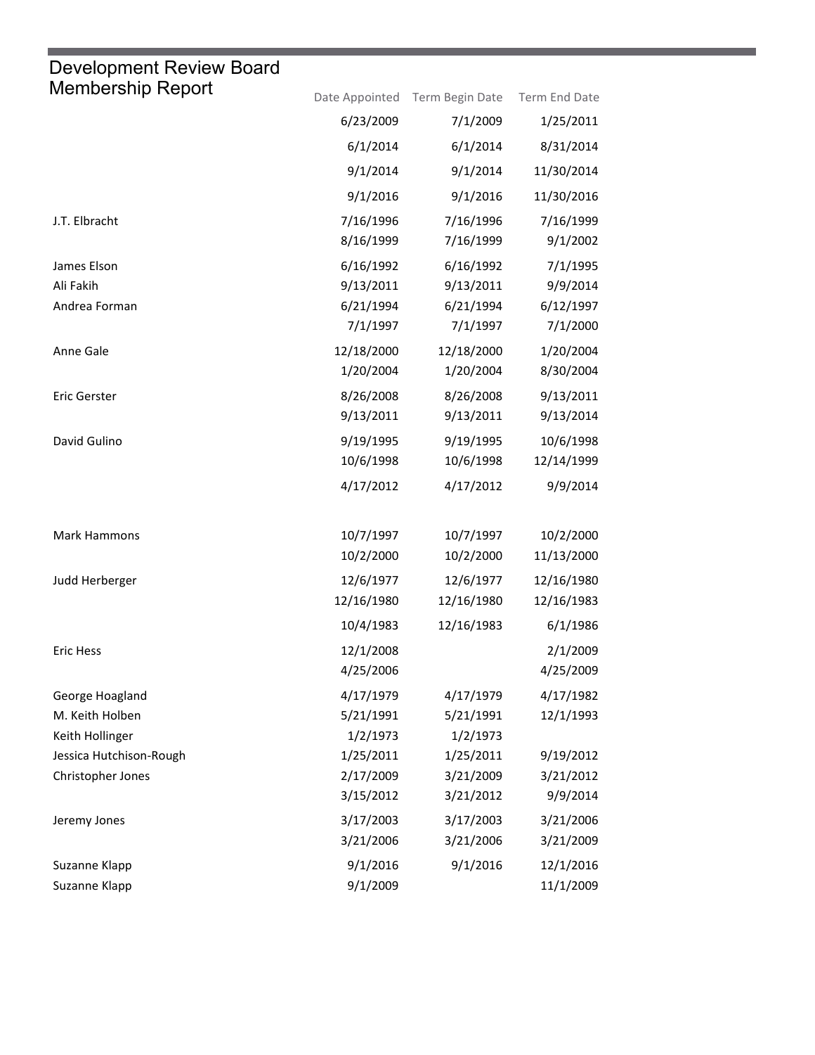# Development Review Board Membership Report

| Name | Date Appointed | Term Begin Date | Term End Date |
|---|---|---|---|
| | 6/23/2009 | 7/1/2009 | 1/25/2011 |
| | 6/1/2014 | 6/1/2014 | 8/31/2014 |
| | 9/1/2014 | 9/1/2014 | 11/30/2014 |
| | 9/1/2016 | 9/1/2016 | 11/30/2016 |
| J.T. Elbracht | 7/16/1996 | 7/16/1996 | 7/16/1999 |
| | 8/16/1999 | 7/16/1999 | 9/1/2002 |
| James Elson | 6/16/1992 | 6/16/1992 | 7/1/1995 |
| Ali Fakih | 9/13/2011 | 9/13/2011 | 9/9/2014 |
| Andrea Forman | 6/21/1994 | 6/21/1994 | 6/12/1997 |
| | 7/1/1997 | 7/1/1997 | 7/1/2000 |
| Anne Gale | 12/18/2000 | 12/18/2000 | 1/20/2004 |
| | 1/20/2004 | 1/20/2004 | 8/30/2004 |
| Eric Gerster | 8/26/2008 | 8/26/2008 | 9/13/2011 |
| | 9/13/2011 | 9/13/2011 | 9/13/2014 |
| David Gulino | 9/19/1995 | 9/19/1995 | 10/6/1998 |
| | 10/6/1998 | 10/6/1998 | 12/14/1999 |
| | 4/17/2012 | 4/17/2012 | 9/9/2014 |
| Mark Hammons | 10/7/1997 | 10/7/1997 | 10/2/2000 |
| | 10/2/2000 | 10/2/2000 | 11/13/2000 |
| Judd Herberger | 12/6/1977 | 12/6/1977 | 12/16/1980 |
| | 12/16/1980 | 12/16/1980 | 12/16/1983 |
| | 10/4/1983 | 12/16/1983 | 6/1/1986 |
| Eric Hess | 12/1/2008 | | 2/1/2009 |
| | 4/25/2006 | | 4/25/2009 |
| George Hoagland | 4/17/1979 | 4/17/1979 | 4/17/1982 |
| M. Keith Holben | 5/21/1991 | 5/21/1991 | 12/1/1993 |
| Keith Hollinger | 1/2/1973 | 1/2/1973 | |
| Jessica Hutchison-Rough | 1/25/2011 | 1/25/2011 | 9/19/2012 |
| Christopher Jones | 2/17/2009 | 3/21/2009 | 3/21/2012 |
| | 3/15/2012 | 3/21/2012 | 9/9/2014 |
| Jeremy Jones | 3/17/2003 | 3/17/2003 | 3/21/2006 |
| | 3/21/2006 | 3/21/2006 | 3/21/2009 |
| Suzanne Klapp | 9/1/2016 | 9/1/2016 | 12/1/2016 |
| Suzanne Klapp | 9/1/2009 | | 11/1/2009 |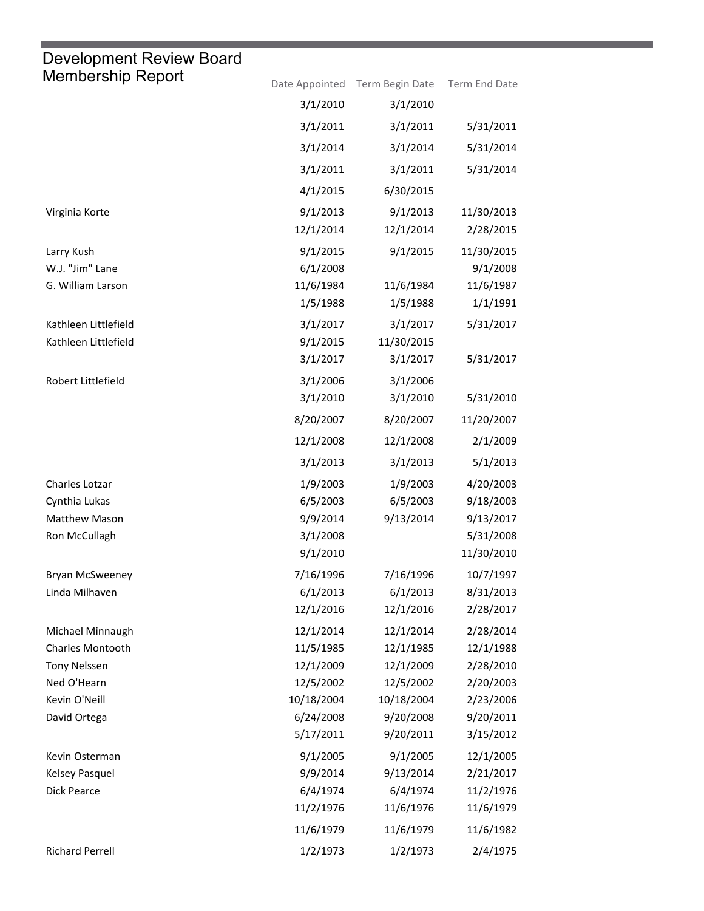# Development Review Board Membership Report

| | Date Appointed | Term Begin Date | Term End Date |
|---|---|---|---|
| | 3/1/2010 | 3/1/2010 | |
| | 3/1/2011 | 3/1/2011 | 5/31/2011 |
| | 3/1/2014 | 3/1/2014 | 5/31/2014 |
| | 3/1/2011 | 3/1/2011 | 5/31/2014 |
| | 4/1/2015 | 6/30/2015 | |
| Virginia Korte | 9/1/2013 | 9/1/2013 | 11/30/2013 |
| | 12/1/2014 | 12/1/2014 | 2/28/2015 |
| Larry Kush | 9/1/2015 | 9/1/2015 | 11/30/2015 |
| W.J. "Jim" Lane | 6/1/2008 | | 9/1/2008 |
| G. William Larson | 11/6/1984 | 11/6/1984 | 11/6/1987 |
| | 1/5/1988 | 1/5/1988 | 1/1/1991 |
| Kathleen Littlefield | 3/1/2017 | 3/1/2017 | 5/31/2017 |
| Kathleen Littlefield | 9/1/2015 | 11/30/2015 | |
| | 3/1/2017 | 3/1/2017 | 5/31/2017 |
| Robert Littlefield | 3/1/2006 | 3/1/2006 | |
| | 3/1/2010 | 3/1/2010 | 5/31/2010 |
| | 8/20/2007 | 8/20/2007 | 11/20/2007 |
| | 12/1/2008 | 12/1/2008 | 2/1/2009 |
| | 3/1/2013 | 3/1/2013 | 5/1/2013 |
| Charles Lotzar | 1/9/2003 | 1/9/2003 | 4/20/2003 |
| Cynthia Lukas | 6/5/2003 | 6/5/2003 | 9/18/2003 |
| Matthew Mason | 9/9/2014 | 9/13/2014 | 9/13/2017 |
| Ron McCullagh | 3/1/2008 | | 5/31/2008 |
| | 9/1/2010 | | 11/30/2010 |
| Bryan McSweeney | 7/16/1996 | 7/16/1996 | 10/7/1997 |
| Linda Milhaven | 6/1/2013 | 6/1/2013 | 8/31/2013 |
| | 12/1/2016 | 12/1/2016 | 2/28/2017 |
| Michael Minnaugh | 12/1/2014 | 12/1/2014 | 2/28/2014 |
| Charles Montooth | 11/5/1985 | 12/1/1985 | 12/1/1988 |
| Tony Nelssen | 12/1/2009 | 12/1/2009 | 2/28/2010 |
| Ned O'Hearn | 12/5/2002 | 12/5/2002 | 2/20/2003 |
| Kevin O'Neill | 10/18/2004 | 10/18/2004 | 2/23/2006 |
| David Ortega | 6/24/2008 | 9/20/2008 | 9/20/2011 |
| | 5/17/2011 | 9/20/2011 | 3/15/2012 |
| Kevin Osterman | 9/1/2005 | 9/1/2005 | 12/1/2005 |
| Kelsey Pasquel | 9/9/2014 | 9/13/2014 | 2/21/2017 |
| Dick Pearce | 6/4/1974 | 6/4/1974 | 11/2/1976 |
| | 11/2/1976 | 11/6/1976 | 11/6/1979 |
| | 11/6/1979 | 11/6/1979 | 11/6/1982 |
| Richard Perrell | 1/2/1973 | 1/2/1973 | 2/4/1975 |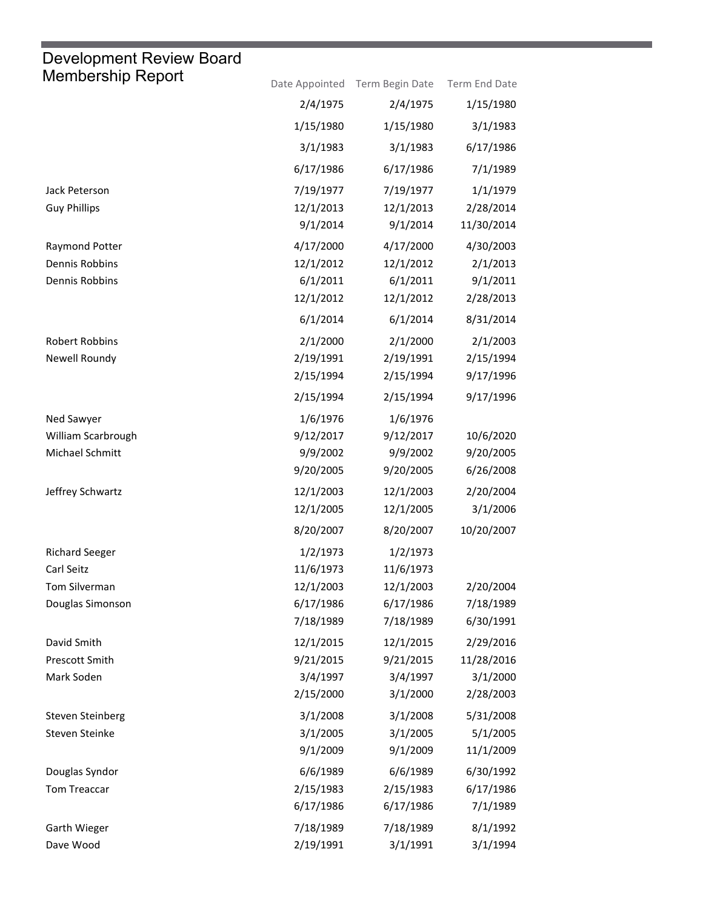# Development Review Board Membership Report

| | Date Appointed | Term Begin Date | Term End Date |
|---|---|---|---|
| | 2/4/1975 | 2/4/1975 | 1/15/1980 |
| | 1/15/1980 | 1/15/1980 | 3/1/1983 |
| | 3/1/1983 | 3/1/1983 | 6/17/1986 |
| | 6/17/1986 | 6/17/1986 | 7/1/1989 |
| Jack Peterson | 7/19/1977 | 7/19/1977 | 1/1/1979 |
| Guy Phillips | 12/1/2013 | 12/1/2013 | 2/28/2014 |
| | 9/1/2014 | 9/1/2014 | 11/30/2014 |
| Raymond Potter | 4/17/2000 | 4/17/2000 | 4/30/2003 |
| Dennis Robbins | 12/1/2012 | 12/1/2012 | 2/1/2013 |
| Dennis Robbins | 6/1/2011 | 6/1/2011 | 9/1/2011 |
| | 12/1/2012 | 12/1/2012 | 2/28/2013 |
| | 6/1/2014 | 6/1/2014 | 8/31/2014 |
| Robert Robbins | 2/1/2000 | 2/1/2000 | 2/1/2003 |
| Newell Roundy | 2/19/1991 | 2/19/1991 | 2/15/1994 |
| | 2/15/1994 | 2/15/1994 | 9/17/1996 |
| | 2/15/1994 | 2/15/1994 | 9/17/1996 |
| Ned Sawyer | 1/6/1976 | 1/6/1976 | |
| William Scarbrough | 9/12/2017 | 9/12/2017 | 10/6/2020 |
| Michael Schmitt | 9/9/2002 | 9/9/2002 | 9/20/2005 |
| | 9/20/2005 | 9/20/2005 | 6/26/2008 |
| Jeffrey Schwartz | 12/1/2003 | 12/1/2003 | 2/20/2004 |
| | 12/1/2005 | 12/1/2005 | 3/1/2006 |
| | 8/20/2007 | 8/20/2007 | 10/20/2007 |
| Richard Seeger | 1/2/1973 | 1/2/1973 | |
| Carl Seitz | 11/6/1973 | 11/6/1973 | |
| Tom Silverman | 12/1/2003 | 12/1/2003 | 2/20/2004 |
| Douglas Simonson | 6/17/1986 | 6/17/1986 | 7/18/1989 |
| | 7/18/1989 | 7/18/1989 | 6/30/1991 |
| David Smith | 12/1/2015 | 12/1/2015 | 2/29/2016 |
| Prescott Smith | 9/21/2015 | 9/21/2015 | 11/28/2016 |
| Mark Soden | 3/4/1997 | 3/4/1997 | 3/1/2000 |
| | 2/15/2000 | 3/1/2000 | 2/28/2003 |
| Steven Steinberg | 3/1/2008 | 3/1/2008 | 5/31/2008 |
| Steven Steinke | 3/1/2005 | 3/1/2005 | 5/1/2005 |
| | 9/1/2009 | 9/1/2009 | 11/1/2009 |
| Douglas Syndor | 6/6/1989 | 6/6/1989 | 6/30/1992 |
| Tom Treaccar | 2/15/1983 | 2/15/1983 | 6/17/1986 |
| | 6/17/1986 | 6/17/1986 | 7/1/1989 |
| Garth Wieger | 7/18/1989 | 7/18/1989 | 8/1/1992 |
| Dave Wood | 2/19/1991 | 3/1/1991 | 3/1/1994 |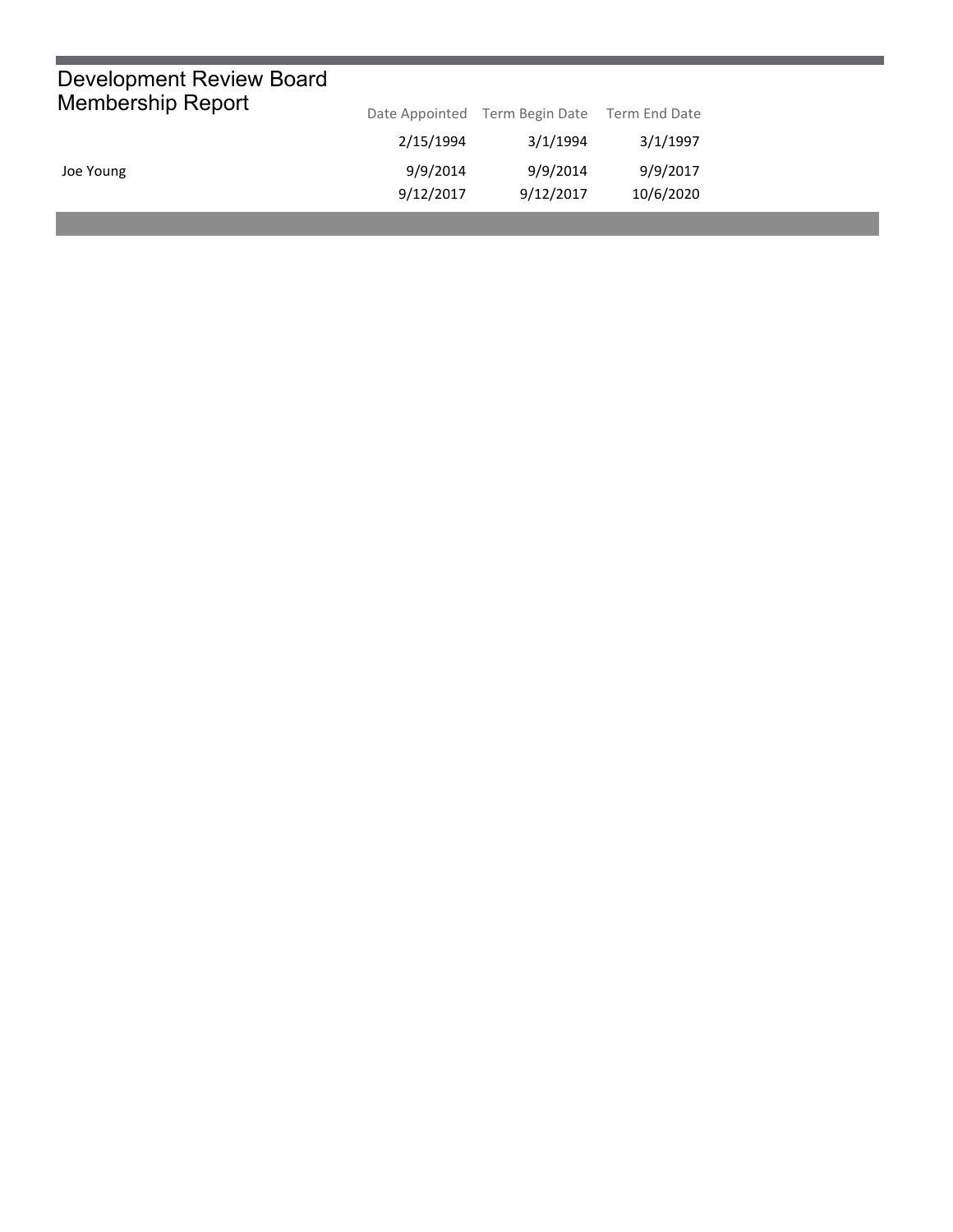# Development Review Board Membership Report

| | Date Appointed | Term Begin Date | Term End Date |
|---|---|---|---|
| | 2/15/1994 | 3/1/1994 | 3/1/1997 |
| Joe Young | 9/9/2014 | 9/9/2014 | 9/9/2017 |
| | 9/12/2017 | 9/12/2017 | 10/6/2020 |